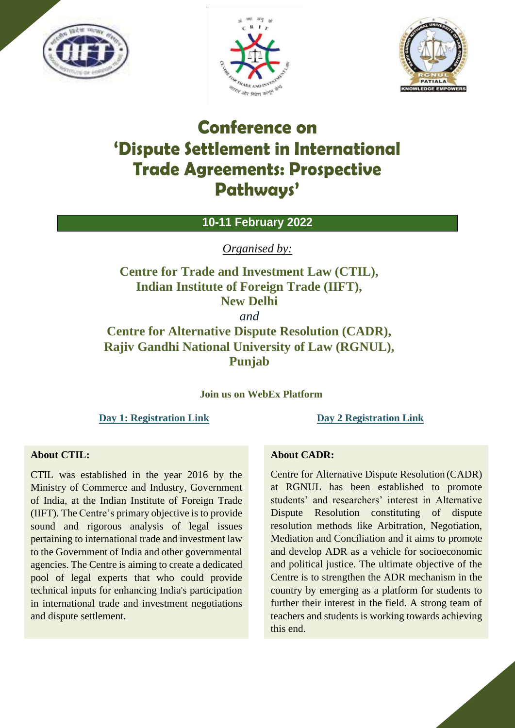# Conference on 'Dispute Settlement in International Trade Agreements: Prospective Pathways'

**10-11 February 2022**

*Organised by:*

**Centre for Trade and Investment Law (CTIL), Indian Institute of Foreign Trade (IIFT), New Delhi**

*and*

**Centre for Alternative Dispute Resolution (CADR), Rajiv Gandhi National University of Law (RGNUL), Punjab**

**Join us on WebEx Platform**

**Day 1: Registration Link** | **Day 2 Registration Link**

**About CTIL:**

CTIL was established in the year 2016 by the Ministry of Commerce and Industry, Government of India, at the Indian Institute of Foreign Trade (IIFT). The Centre's primary objective is to provide sound and rigorous analysis of legal issues pertaining to international trade and investment law to the Government of India and other governmental agencies. The Centre is aiming to create a dedicated pool of legal experts that who could provide technical inputs for enhancing India's participation in international trade and investment negotiations and dispute settlement.

**About CADR:**

Centre for Alternative Dispute Resolution (CADR) at RGNUL has been established to promote students' and researchers' interest in Alternative Dispute Resolution constituting of dispute resolution methods like Arbitration, Negotiation, Mediation and Conciliation and it aims to promote and develop ADR as a vehicle for socioeconomic and political justice. The ultimate objective of the Centre is to strengthen the ADR mechanism in the country by emerging as a platform for students to further their interest in the field. A strong team of teachers and students is working towards achieving this end.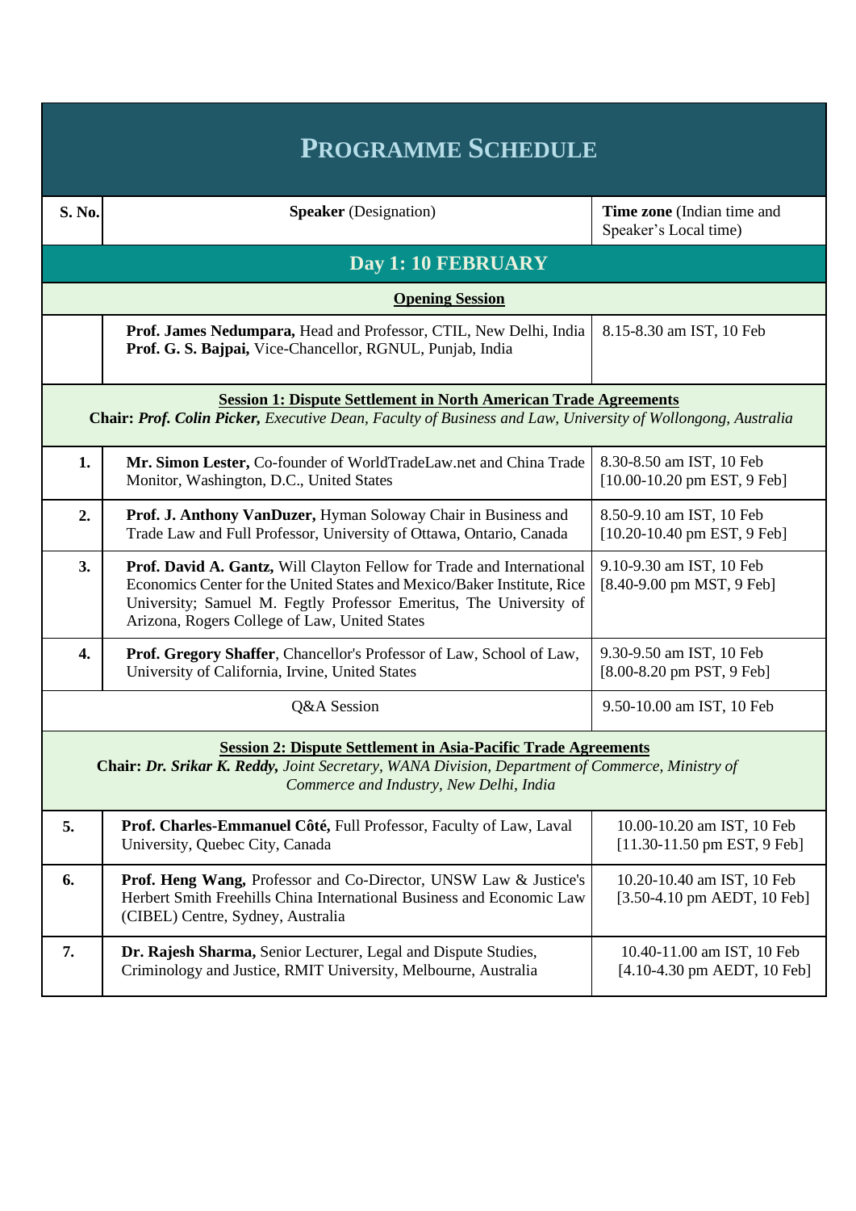# PROGRAMME SCHEDULE

| S. No. | Speaker (Designation) | Time zone (Indian time and Speaker's Local time) |
|---|---|---|
| | **Day 1: 10 FEBRUARY** | |
| | **Opening Session** | |
| | **Prof. James Nedumpara,** Head and Professor, CTIL, New Delhi, India<br>**Prof. G. S. Bajpai,** Vice-Chancellor, RGNUL, Punjab, India | 8.15-8.30 am IST, 10 Feb |
| | **Session 1: Dispute Settlement in North American Trade Agreements**<br>**Chair:** ***Prof. Colin Picker,*** *Executive Dean, Faculty of Business and Law, University of Wollongong, Australia* | |
| **1.** | **Mr. Simon Lester,** Co-founder of WorldTradeLaw.net and China Trade Monitor, Washington, D.C., United States | 8.30-8.50 am IST, 10 Feb<br>[10.00-10.20 pm EST, 9 Feb] |
| **2.** | **Prof. J. Anthony VanDuzer,** Hyman Soloway Chair in Business and Trade Law and Full Professor, University of Ottawa, Ontario, Canada | 8.50-9.10 am IST, 10 Feb<br>[10.20-10.40 pm EST, 9 Feb] |
| **3.** | **Prof. David A. Gantz,** Will Clayton Fellow for Trade and International Economics Center for the United States and Mexico/Baker Institute, Rice University; Samuel M. Fegtly Professor Emeritus, The University of Arizona, Rogers College of Law, United States | 9.10-9.30 am IST, 10 Feb<br>[8.40-9.00 pm MST, 9 Feb] |
| **4.** | **Prof. Gregory Shaffer**, Chancellor's Professor of Law, School of Law, University of California, Irvine, United States | 9.30-9.50 am IST, 10 Feb<br>[8.00-8.20 pm PST, 9 Feb] |
| | Q&A Session | 9.50-10.00 am IST, 10 Feb |
| | **Session 2: Dispute Settlement in Asia-Pacific Trade Agreements**<br>**Chair:** ***Dr. Srikar K. Reddy,*** *Joint Secretary, WANA Division, Department of Commerce, Ministry of Commerce and Industry, New Delhi, India* | |
| **5.** | **Prof. Charles-Emmanuel Côté,** Full Professor, Faculty of Law, Laval University, Quebec City, Canada | 10.00-10.20 am IST, 10 Feb<br>[11.30-11.50 pm EST, 9 Feb] |
| **6.** | **Prof. Heng Wang,** Professor and Co-Director, UNSW Law & Justice's Herbert Smith Freehills China International Business and Economic Law (CIBEL) Centre, Sydney, Australia | 10.20-10.40 am IST, 10 Feb<br>[3.50-4.10 pm AEDT, 10 Feb] |
| **7.** | **Dr. Rajesh Sharma,** Senior Lecturer, Legal and Dispute Studies, Criminology and Justice, RMIT University, Melbourne, Australia | 10.40-11.00 am IST, 10 Feb<br>[4.10-4.30 pm AEDT, 10 Feb] |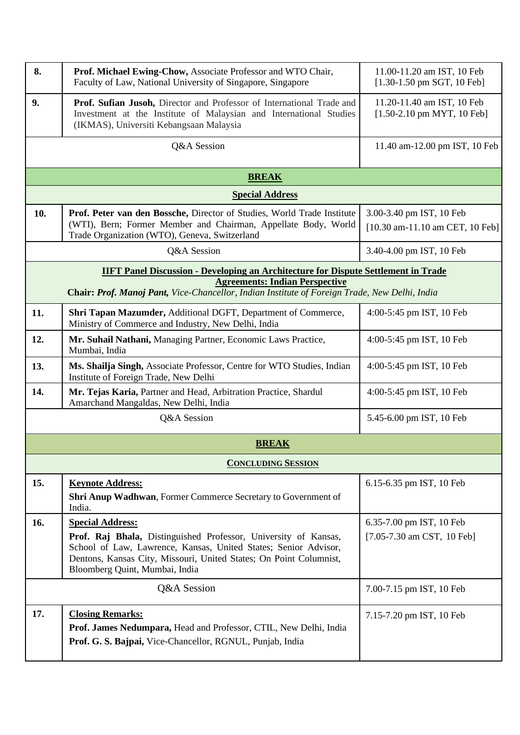| | | |
|---|---|---|
| **8.** | **Prof. Michael Ewing-Chow,** Associate Professor and WTO Chair, Faculty of Law, National University of Singapore, Singapore | 11.00-11.20 am IST, 10 Feb [1.30-1.50 pm SGT, 10 Feb] |
| **9.** | **Prof. Sufian Jusoh,** Director and Professor of International Trade and Investment at the Institute of Malaysian and International Studies (IKMAS), Universiti Kebangsaan Malaysia | 11.20-11.40 am IST, 10 Feb [1.50-2.10 pm MYT, 10 Feb] |
| | Q&A Session | 11.40 am-12.00 pm IST, 10 Feb |
| | **BREAK** | |
| | **Special Address** | |
| **10.** | **Prof. Peter van den Bossche,** Director of Studies, World Trade Institute (WTI), Bern; Former Member and Chairman, Appellate Body, World Trade Organization (WTO), Geneva, Switzerland | 3.00-3.40 pm IST, 10 Feb [10.30 am-11.10 am CET, 10 Feb] |
| | Q&A Session | 3.40-4.00 pm IST, 10 Feb |
| | **IIFT Panel Discussion - Developing an Architecture for Dispute Settlement in Trade Agreements: Indian Perspective** **Chair:** ***Prof. Manoj Pant,*** *Vice-Chancellor, Indian Institute of Foreign Trade, New Delhi, India* | |
| **11.** | **Shri Tapan Mazumder,** Additional DGFT, Department of Commerce, Ministry of Commerce and Industry, New Delhi, India | 4:00-5:45 pm IST, 10 Feb |
| **12.** | **Mr. Suhail Nathani,** Managing Partner, Economic Laws Practice, Mumbai, India | 4:00-5:45 pm IST, 10 Feb |
| **13.** | **Ms. Shailja Singh,** Associate Professor, Centre for WTO Studies, Indian Institute of Foreign Trade, New Delhi | 4:00-5:45 pm IST, 10 Feb |
| **14.** | **Mr. Tejas Karia,** Partner and Head, Arbitration Practice, Shardul Amarchand Mangaldas, New Delhi, India | 4:00-5:45 pm IST, 10 Feb |
| | Q&A Session | 5.45-6.00 pm IST, 10 Feb |
| | **BREAK** | |
| | **CONCLUDING SESSION** | |
| **15.** | **Keynote Address:** **Shri Anup Wadhwan**, Former Commerce Secretary to Government of India. | 6.15-6.35 pm IST, 10 Feb |
| **16.** | **Special Address:** **Prof. Raj Bhala,** Distinguished Professor, University of Kansas, School of Law, Lawrence, Kansas, United States; Senior Advisor, Dentons, Kansas City, Missouri, United States; On Point Columnist, Bloomberg Quint, Mumbai, India | 6.35-7.00 pm IST, 10 Feb [7.05-7.30 am CST, 10 Feb] |
| | Q&A Session | 7.00-7.15 pm IST, 10 Feb |
| **17.** | **Closing Remarks:** **Prof. James Nedumpara,** Head and Professor, CTIL, New Delhi, India **Prof. G. S. Bajpai,** Vice-Chancellor, RGNUL, Punjab, India | 7.15-7.20 pm IST, 10 Feb |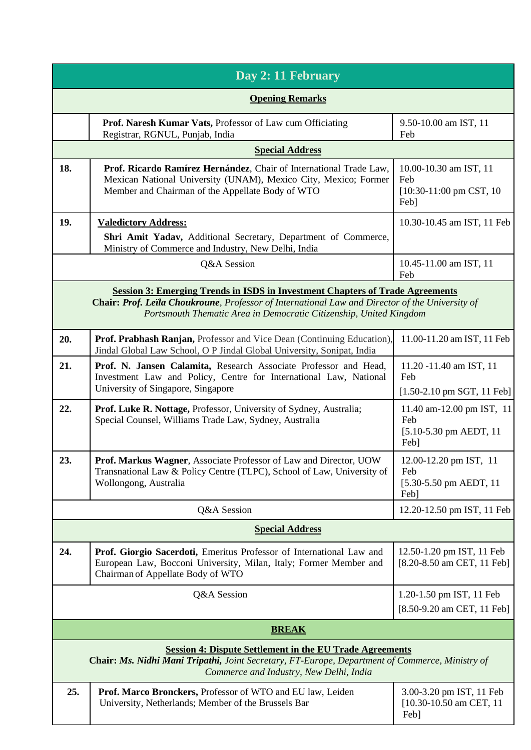| Day 2: 11 February | | |
|---|---|---|
| **Opening Remarks** | | |
| | **Prof. Naresh Kumar Vats,** Professor of Law cum Officiating Registrar, RGNUL, Punjab, India | 9.50-10.00 am IST, 11 Feb |
| **Special Address** | | |
| **18.** | **Prof. Ricardo Ramírez Hernández**, Chair of International Trade Law, Mexican National University (UNAM), Mexico City, Mexico; Former Member and Chairman of the Appellate Body of WTO | 10.00-10.30 am IST, 11 Feb [10:30-11:00 pm CST, 10 Feb] |
| **19.** | **Valedictory Address:** **Shri Amit Yadav,** Additional Secretary, Department of Commerce, Ministry of Commerce and Industry, New Delhi, India | 10.30-10.45 am IST, 11 Feb |
| Q&A Session | | 10.45-11.00 am IST, 11 Feb |
| **Session 3: Emerging Trends in ISDS in Investment Chapters of Trade Agreements** **Chair:** ***Prof. Leïla Choukroune****, Professor of International Law and Director of the University of Portsmouth Thematic Area in Democratic Citizenship, United Kingdom* | | |
| **20.** | **Prof. Prabhash Ranjan,** Professor and Vice Dean (Continuing Education), Jindal Global Law School, O P Jindal Global University, Sonipat, India | 11.00-11.20 am IST, 11 Feb |
| **21.** | **Prof. N. Jansen Calamita,** Research Associate Professor and Head, Investment Law and Policy, Centre for International Law, National University of Singapore, Singapore | 11.20 -11.40 am IST, 11 Feb [1.50-2.10 pm SGT, 11 Feb] |
| **22.** | **Prof. Luke R. Nottage,** Professor, University of Sydney, Australia; Special Counsel, Williams Trade Law, Sydney, Australia | 11.40 am-12.00 pm IST, 11 Feb [5.10-5.30 pm AEDT, 11 Feb] |
| **23.** | **Prof. Markus Wagner**, Associate Professor of Law and Director, UOW Transnational Law & Policy Centre (TLPC), School of Law, University of Wollongong, Australia | 12.00-12.20 pm IST, 11 Feb [5.30-5.50 pm AEDT, 11 Feb] |
| Q&A Session | | 12.20-12.50 pm IST, 11 Feb |
| **Special Address** | | |
| **24.** | **Prof. Giorgio Sacerdoti,** Emeritus Professor of International Law and European Law, Bocconi University, Milan, Italy; Former Member and Chairman of Appellate Body of WTO | 12.50-1.20 pm IST, 11 Feb [8.20-8.50 am CET, 11 Feb] |
| Q&A Session | | 1.20-1.50 pm IST, 11 Feb [8.50-9.20 am CET, 11 Feb] |
| **BREAK** | | |
| **Session 4: Dispute Settlement in the EU Trade Agreements** **Chair:** ***Ms. Nidhi Mani Tripathi,*** *Joint Secretary, FT-Europe, Department of Commerce, Ministry of Commerce and Industry, New Delhi, India* | | |
| **25.** | **Prof. Marco Bronckers,** Professor of WTO and EU law, Leiden University, Netherlands; Member of the Brussels Bar | 3.00-3.20 pm IST, 11 Feb [10.30-10.50 am CET, 11 Feb] |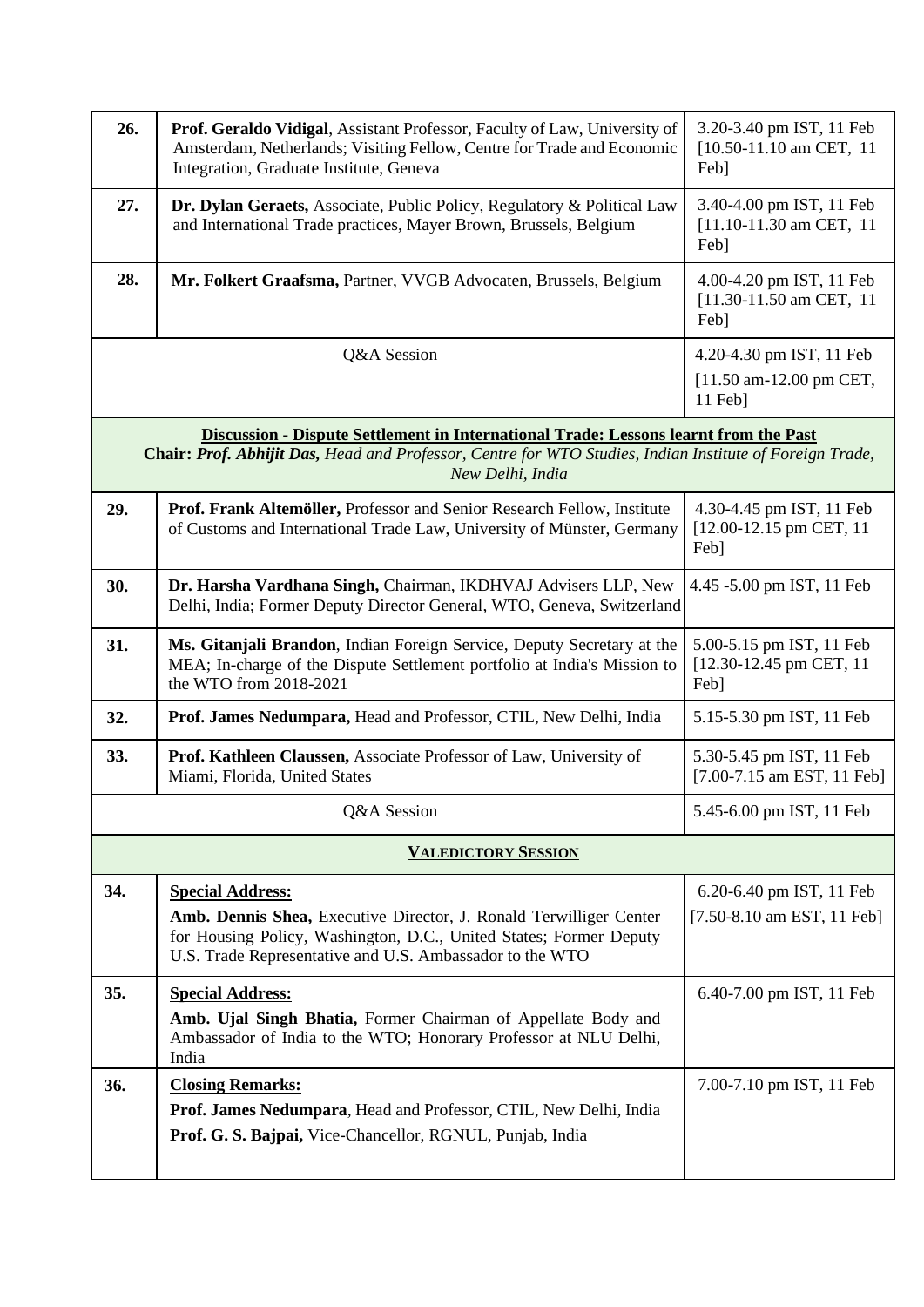| | | |
|---|---|---|
| **26.** | **Prof. Geraldo Vidigal**, Assistant Professor, Faculty of Law, University of Amsterdam, Netherlands; Visiting Fellow, Centre for Trade and Economic Integration, Graduate Institute, Geneva | 3.20-3.40 pm IST, 11 Feb [10.50-11.10 am CET, 11 Feb] |
| **27.** | **Dr. Dylan Geraets,** Associate, Public Policy, Regulatory & Political Law and International Trade practices, Mayer Brown, Brussels, Belgium | 3.40-4.00 pm IST, 11 Feb [11.10-11.30 am CET, 11 Feb] |
| **28.** | **Mr. Folkert Graafsma,** Partner, VVGB Advocaten, Brussels, Belgium | 4.00-4.20 pm IST, 11 Feb [11.30-11.50 am CET, 11 Feb] |
| | Q&A Session | 4.20-4.30 pm IST, 11 Feb [11.50 am-12.00 pm CET, 11 Feb] |
| | **Discussion - Dispute Settlement in International Trade: Lessons learnt from the Past** **Chair:** ***Prof. Abhijit Das,*** *Head and Professor, Centre for WTO Studies, Indian Institute of Foreign Trade, New Delhi, India* | |
| **29.** | **Prof. Frank Altemöller,** Professor and Senior Research Fellow, Institute of Customs and International Trade Law, University of Münster, Germany | 4.30-4.45 pm IST, 11 Feb [12.00-12.15 pm CET, 11 Feb] |
| **30.** | **Dr. Harsha Vardhana Singh,** Chairman, IKDHVAJ Advisers LLP, New Delhi, India; Former Deputy Director General, WTO, Geneva, Switzerland | 4.45 -5.00 pm IST, 11 Feb |
| **31.** | **Ms. Gitanjali Brandon**, Indian Foreign Service, Deputy Secretary at the MEA; In-charge of the Dispute Settlement portfolio at India's Mission to the WTO from 2018-2021 | 5.00-5.15 pm IST, 11 Feb [12.30-12.45 pm CET, 11 Feb] |
| **32.** | **Prof. James Nedumpara,** Head and Professor, CTIL, New Delhi, India | 5.15-5.30 pm IST, 11 Feb |
| **33.** | **Prof. Kathleen Claussen,** Associate Professor of Law, University of Miami, Florida, United States | 5.30-5.45 pm IST, 11 Feb [7.00-7.15 am EST, 11 Feb] |
| | Q&A Session | 5.45-6.00 pm IST, 11 Feb |
| | **VALEDICTORY SESSION** | |
| **34.** | **Special Address:** **Amb. Dennis Shea,** Executive Director, J. Ronald Terwilliger Center for Housing Policy, Washington, D.C., United States; Former Deputy U.S. Trade Representative and U.S. Ambassador to the WTO | 6.20-6.40 pm IST, 11 Feb [7.50-8.10 am EST, 11 Feb] |
| **35.** | **Special Address:** **Amb. Ujal Singh Bhatia,** Former Chairman of Appellate Body and Ambassador of India to the WTO; Honorary Professor at NLU Delhi, India | 6.40-7.00 pm IST, 11 Feb |
| **36.** | **Closing Remarks:** **Prof. James Nedumpara**, Head and Professor, CTIL, New Delhi, India **Prof. G. S. Bajpai,** Vice-Chancellor, RGNUL, Punjab, India | 7.00-7.10 pm IST, 11 Feb |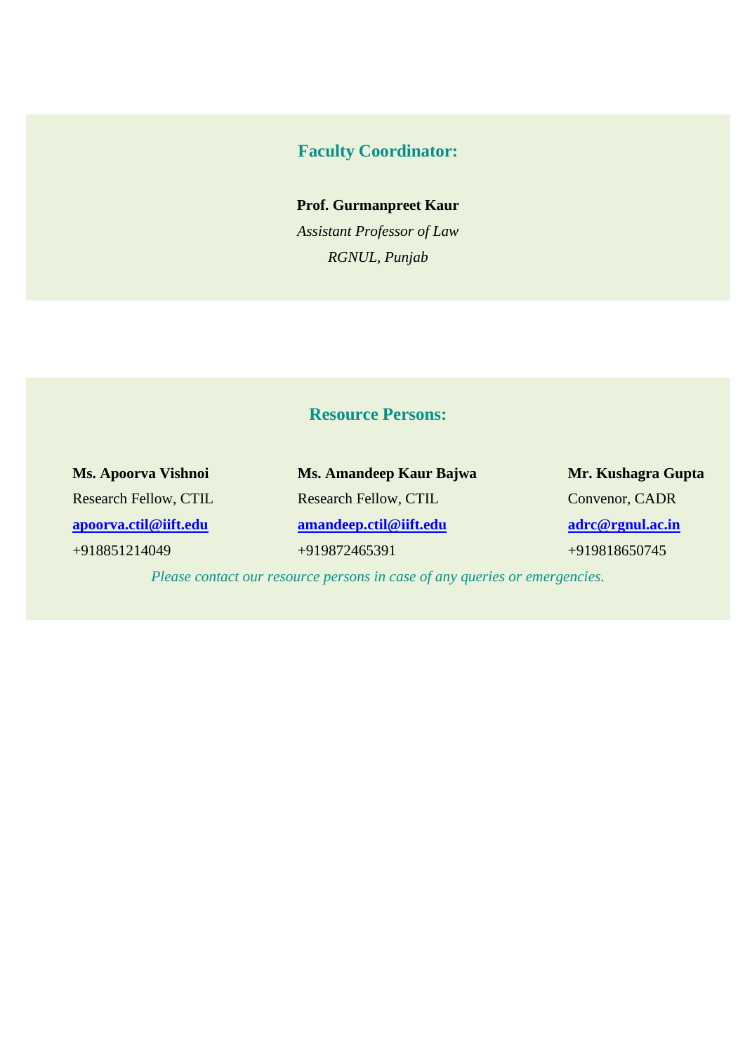## Faculty Coordinator:

**Prof. Gurmanpreet Kaur**

*Assistant Professor of Law*

*RGNUL, Punjab*

## Resource Persons:

**Ms. Apoorva Vishnoi**
Research Fellow, CTIL
**apoorva.ctil@iift.edu**
+918851214049

**Ms. Amandeep Kaur Bajwa**
Research Fellow, CTIL
**amandeep.ctil@iift.edu**
+919872465391

**Mr. Kushagra Gupta**
Convenor, CADR
**adrc@rgnul.ac.in**
+919818650745

*Please contact our resource persons in case of any queries or emergencies.*